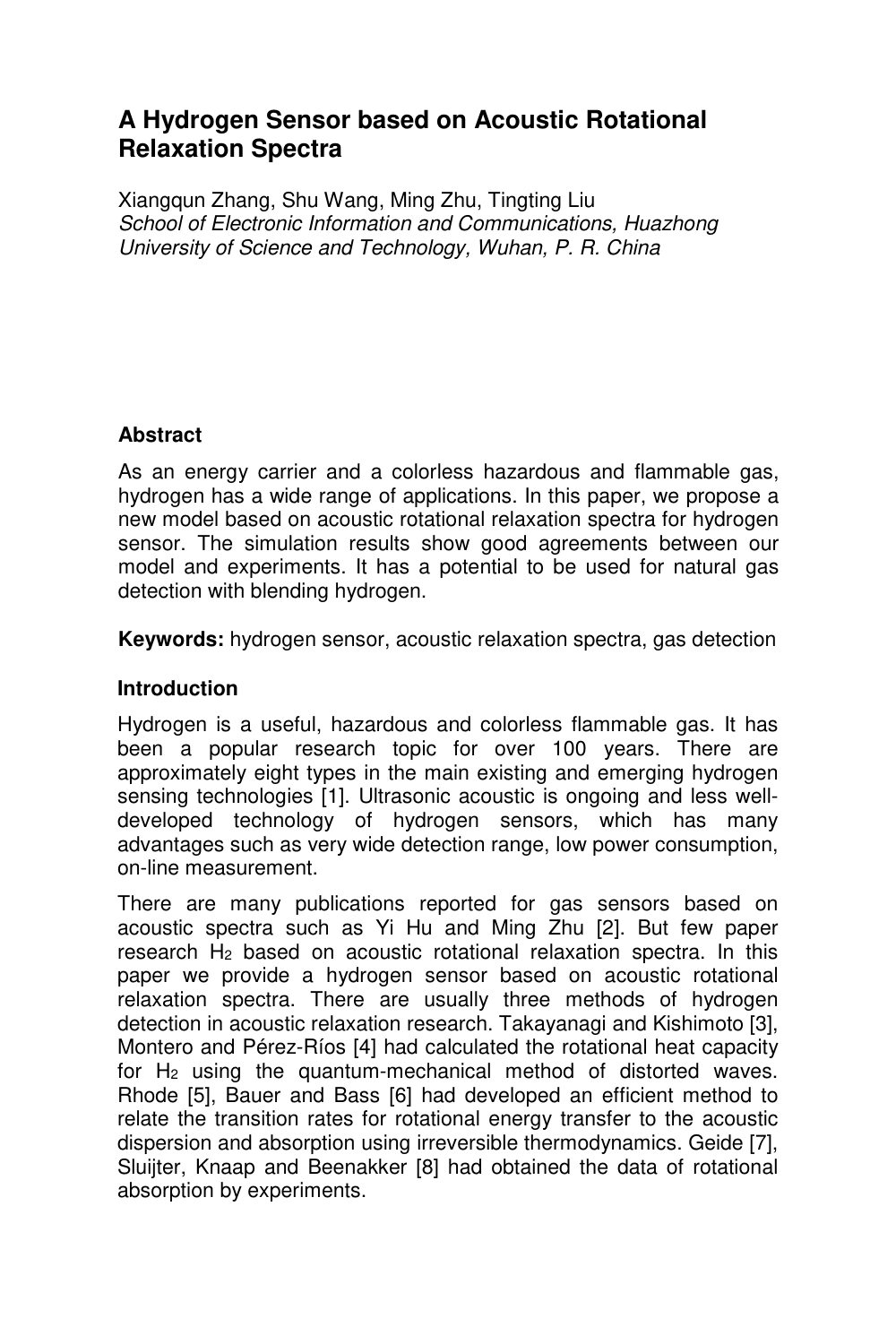# A Hydrogen Sensor based on Acoustic Rotational Relaxation Spectra

Xiangqun Zhang, Shu Wang, Ming Zhu, Tingting Liu

*School of Electronic Information and Communications, Huazhong University of Science and Technology, Wuhan, P. R. China*

## Abstract

As an energy carrier and a colorless hazardous and flammable gas, hydrogen has a wide range of applications. In this paper, we propose a new model based on acoustic rotational relaxation spectra for hydrogen sensor. The simulation results show good agreements between our model and experiments. It has a potential to be used for natural gas detection with blending hydrogen.

**Keywords:** hydrogen sensor, acoustic relaxation spectra, gas detection

## Introduction

Hydrogen is a useful, hazardous and colorless flammable gas. It has been a popular research topic for over 100 years. There are approximately eight types in the main existing and emerging hydrogen sensing technologies [1]. Ultrasonic acoustic is ongoing and less well-developed technology of hydrogen sensors, which has many advantages such as very wide detection range, low power consumption, on-line measurement.

There are many publications reported for gas sensors based on acoustic spectra such as Yi Hu and Ming Zhu [2]. But few paper research $H_2$ based on acoustic rotational relaxation spectra. In this paper we provide a hydrogen sensor based on acoustic rotational relaxation spectra. There are usually three methods of hydrogen detection in acoustic relaxation research. Takayanagi and Kishimoto [3], Montero and Pérez-Ríos [4] had calculated the rotational heat capacity for $H_2$ using the quantum-mechanical method of distorted waves. Rhode [5], Bauer and Bass [6] had developed an efficient method to relate the transition rates for rotational energy transfer to the acoustic dispersion and absorption using irreversible thermodynamics. Geide [7], Sluijter, Knaap and Beenakker [8] had obtained the data of rotational absorption by experiments.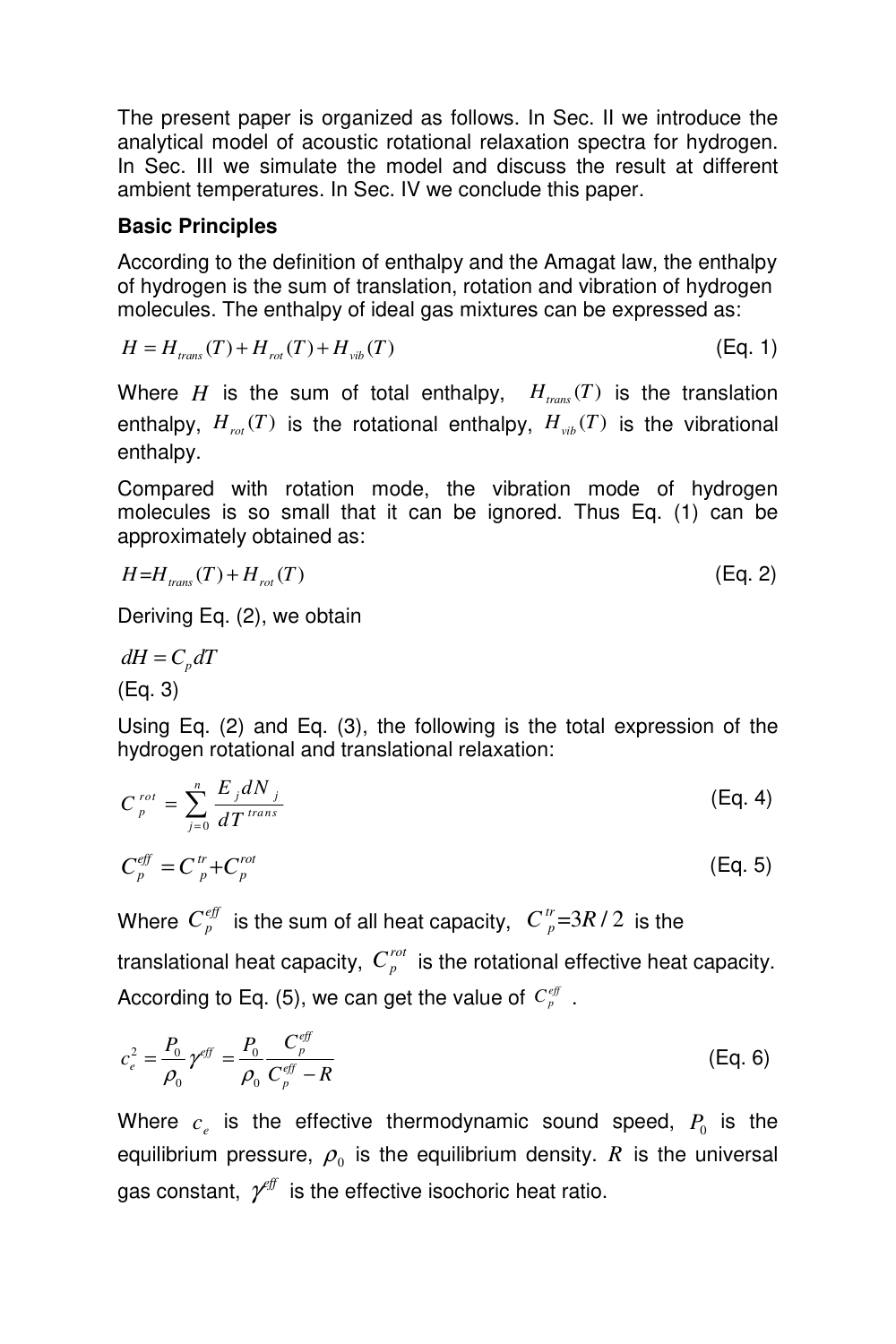The present paper is organized as follows. In Sec. II we introduce the analytical model of acoustic rotational relaxation spectra for hydrogen. In Sec. III we simulate the model and discuss the result at different ambient temperatures. In Sec. IV we conclude this paper.

**Basic Principles**

According to the definition of enthalpy and the Amagat law, the enthalpy of hydrogen is the sum of translation, rotation and vibration of hydrogen molecules. The enthalpy of ideal gas mixtures can be expressed as:

$$H = H_{trans}(T) + H_{rot}(T) + H_{vib}(T) \quad \text{(Eq. 1)}$$

Where $H$ is the sum of total enthalpy, $H_{trans}(T)$ is the translation enthalpy, $H_{rot}(T)$ is the rotational enthalpy, $H_{vib}(T)$ is the vibrational enthalpy.

Compared with rotation mode, the vibration mode of hydrogen molecules is so small that it can be ignored. Thus Eq. (1) can be approximately obtained as:

$$H = H_{trans}(T) + H_{rot}(T) \quad \text{(Eq. 2)}$$

Deriving Eq. (2), we obtain

$$dH = C_p dT$$

(Eq. 3)

Using Eq. (2) and Eq. (3), the following is the total expression of the hydrogen rotational and translational relaxation:

$$C_p^{rot} = \sum_{j=0}^{n} \frac{E_j dN_j}{dT^{trans}} \quad \text{(Eq. 4)}$$

$$C_p^{eff} = C_p^{tr} + C_p^{rot} \quad \text{(Eq. 5)}$$

Where $C_p^{eff}$ is the sum of all heat capacity, $C_p^{tr} = 3R/2$ is the translational heat capacity, $C_p^{rot}$ is the rotational effective heat capacity. According to Eq. (5), we can get the value of $C_p^{eff}$ .

$$c_e^2 = \frac{P_0}{\rho_0}\gamma^{eff} = \frac{P_0}{\rho_0}\frac{C_p^{eff}}{C_p^{eff} - R} \quad \text{(Eq. 6)}$$

Where $c_e$ is the effective thermodynamic sound speed, $P_0$ is the equilibrium pressure, $\rho_0$ is the equilibrium density. $R$ is the universal gas constant, $\gamma^{eff}$ is the effective isochoric heat ratio.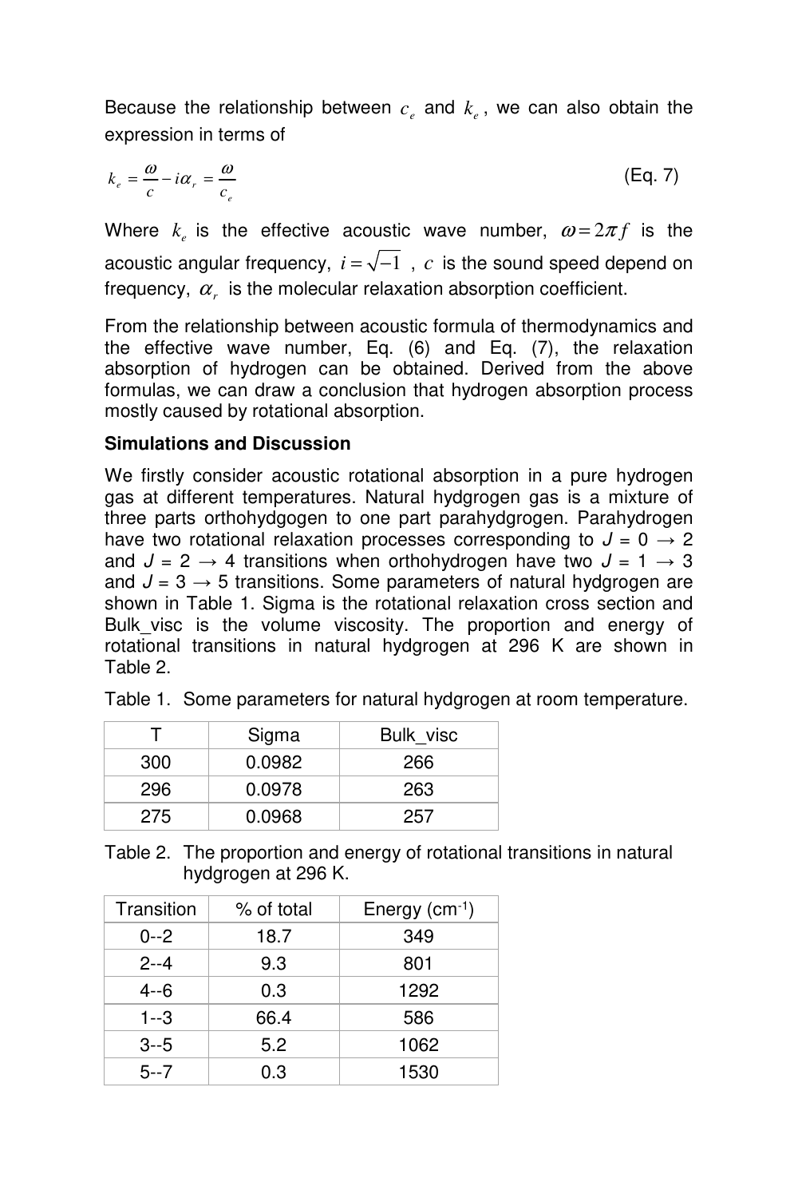Because the relationship between $c_e$ and $k_e$, we can also obtain the expression in terms of

$$k_e = \frac{\omega}{c} - i\alpha_r = \frac{\omega}{c_e} \quad \text{(Eq. 7)}$$

Where $k_e$ is the effective acoustic wave number, $\omega = 2\pi f$ is the acoustic angular frequency, $i = \sqrt{-1}$, $c$ is the sound speed depend on frequency, $\alpha_r$ is the molecular relaxation absorption coefficient.

From the relationship between acoustic formula of thermodynamics and the effective wave number, Eq. (6) and Eq. (7), the relaxation absorption of hydrogen can be obtained. Derived from the above formulas, we can draw a conclusion that hydrogen absorption process mostly caused by rotational absorption.

**Simulations and Discussion**

We firstly consider acoustic rotational absorption in a pure hydrogen gas at different temperatures. Natural hydgrogen gas is a mixture of three parts orthohydgogen to one part parahydgrogen. Parahydrogen have two rotational relaxation processes corresponding to $J = 0 \rightarrow 2$ and $J = 2 \rightarrow 4$ transitions when orthohydrogen have two $J = 1 \rightarrow 3$ and $J = 3 \rightarrow 5$ transitions. Some parameters of natural hydgrogen are shown in Table 1. Sigma is the rotational relaxation cross section and Bulk_visc is the volume viscosity. The proportion and energy of rotational transitions in natural hydgrogen at 296 K are shown in Table 2.

Table 1. Some parameters for natural hydgrogen at room temperature.

| T | Sigma | Bulk_visc |
|---|---|---|
| 300 | 0.0982 | 266 |
| 296 | 0.0978 | 263 |
| 275 | 0.0968 | 257 |

Table 2. The proportion and energy of rotational transitions in natural hydgrogen at 296 K.

| Transition | % of total | Energy ($cm^{-1}$) |
|---|---|---|
| 0--2 | 18.7 | 349 |
| 2--4 | 9.3 | 801 |
| 4--6 | 0.3 | 1292 |
| 1--3 | 66.4 | 586 |
| 3--5 | 5.2 | 1062 |
| 5--7 | 0.3 | 1530 |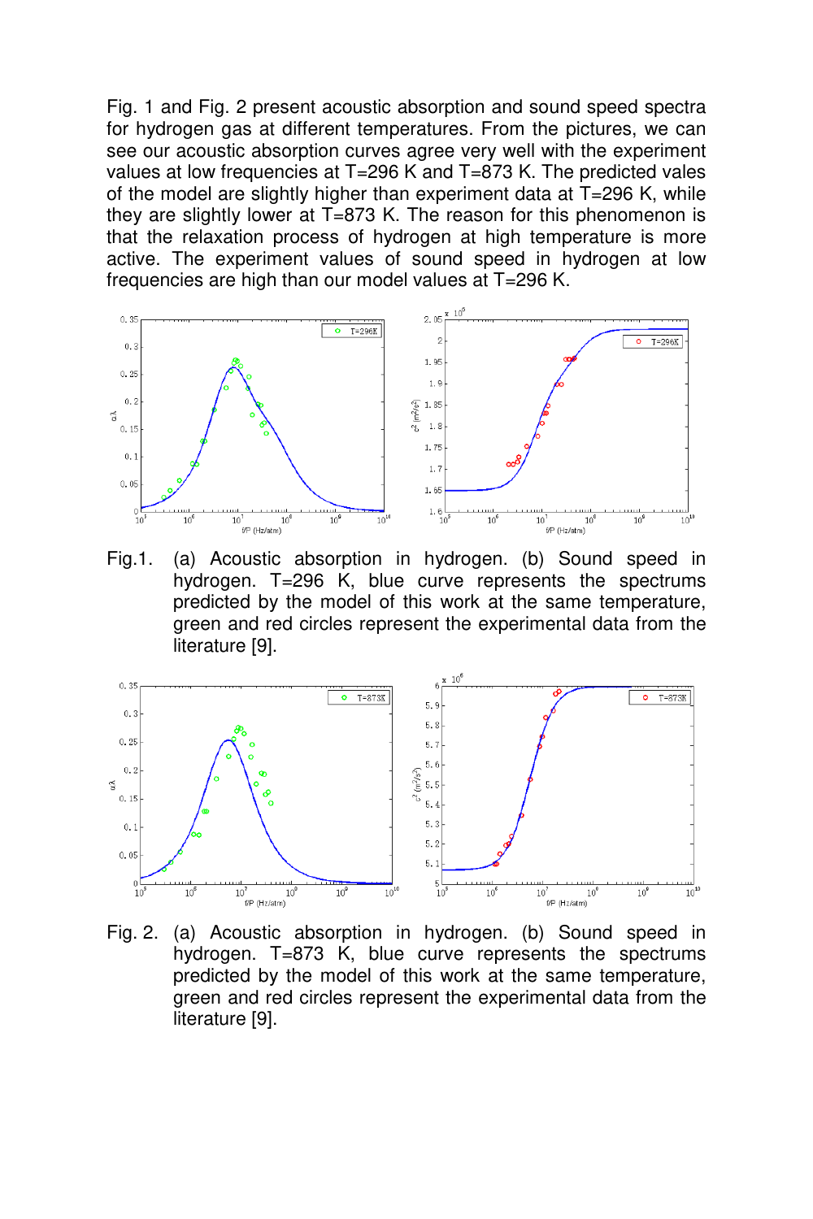Fig. 1 and Fig. 2 present acoustic absorption and sound speed spectra for hydrogen gas at different temperatures. From the pictures, we can see our acoustic absorption curves agree very well with the experiment values at low frequencies at T=296 K and T=873 K. The predicted vales of the model are slightly higher than experiment data at T=296 K, while they are slightly lower at T=873 K. The reason for this phenomenon is that the relaxation process of hydrogen at high temperature is more active. The experiment values of sound speed in hydrogen at low frequencies are high than our model values at T=296 K.

Fig.1. (a) Acoustic absorption in hydrogen. (b) Sound speed in hydrogen. T=296 K, blue curve represents the spectrums predicted by the model of this work at the same temperature, green and red circles represent the experimental data from the literature [9].

Fig. 2. (a) Acoustic absorption in hydrogen. (b) Sound speed in hydrogen. T=873 K, blue curve represents the spectrums predicted by the model of this work at the same temperature, green and red circles represent the experimental data from the literature [9].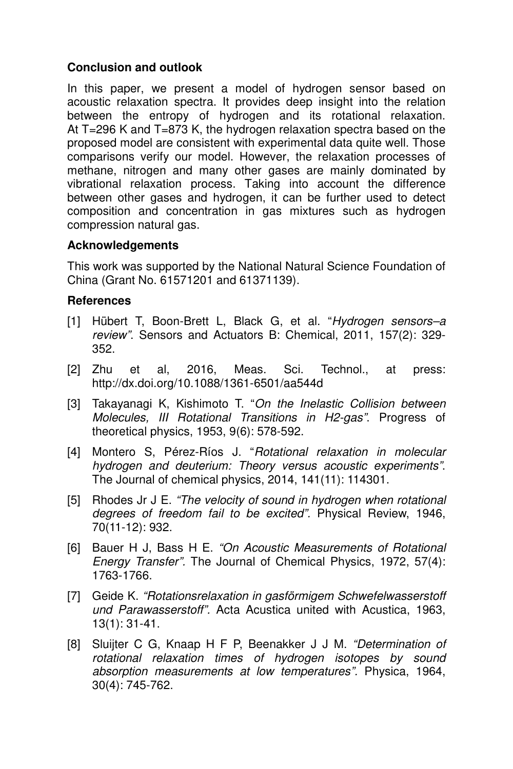## Conclusion and outlook

In this paper, we present a model of hydrogen sensor based on acoustic relaxation spectra. It provides deep insight into the relation between the entropy of hydrogen and its rotational relaxation. At T=296 K and T=873 K, the hydrogen relaxation spectra based on the proposed model are consistent with experimental data quite well. Those comparisons verify our model. However, the relaxation processes of methane, nitrogen and many other gases are mainly dominated by vibrational relaxation process. Taking into account the difference between other gases and hydrogen, it can be further used to detect composition and concentration in gas mixtures such as hydrogen compression natural gas.

## Acknowledgements

This work was supported by the National Natural Science Foundation of China (Grant No. 61571201 and 61371139).

## References

[1] Hübert T, Boon-Brett L, Black G, et al. "*Hydrogen sensors–a review*". Sensors and Actuators B: Chemical, 2011, 157(2): 329-352.

[2] Zhu et al, 2016, Meas. Sci. Technol., at press: http://dx.doi.org/10.1088/1361-6501/aa544d

[3] Takayanagi K, Kishimoto T. "*On the Inelastic Collision between Molecules, III Rotational Transitions in H2-gas*". Progress of theoretical physics, 1953, 9(6): 578-592.

[4] Montero S, Pérez-Ríos J. "*Rotational relaxation in molecular hydrogen and deuterium: Theory versus acoustic experiments*". The Journal of chemical physics, 2014, 141(11): 114301.

[5] Rhodes Jr J E. *"The velocity of sound in hydrogen when rotational degrees of freedom fail to be excited".* Physical Review, 1946, 70(11-12): 932.

[6] Bauer H J, Bass H E. *"On Acoustic Measurements of Rotational Energy Transfer".* The Journal of Chemical Physics, 1972, 57(4): 1763-1766.

[7] Geide K. *"Rotationsrelaxation in gasförmigem Schwefelwasserstoff und Parawasserstoff".* Acta Acustica united with Acustica, 1963, 13(1): 31-41.

[8] Sluijter C G, Knaap H F P, Beenakker J J M. *"Determination of rotational relaxation times of hydrogen isotopes by sound absorption measurements at low temperatures".* Physica, 1964, 30(4): 745-762.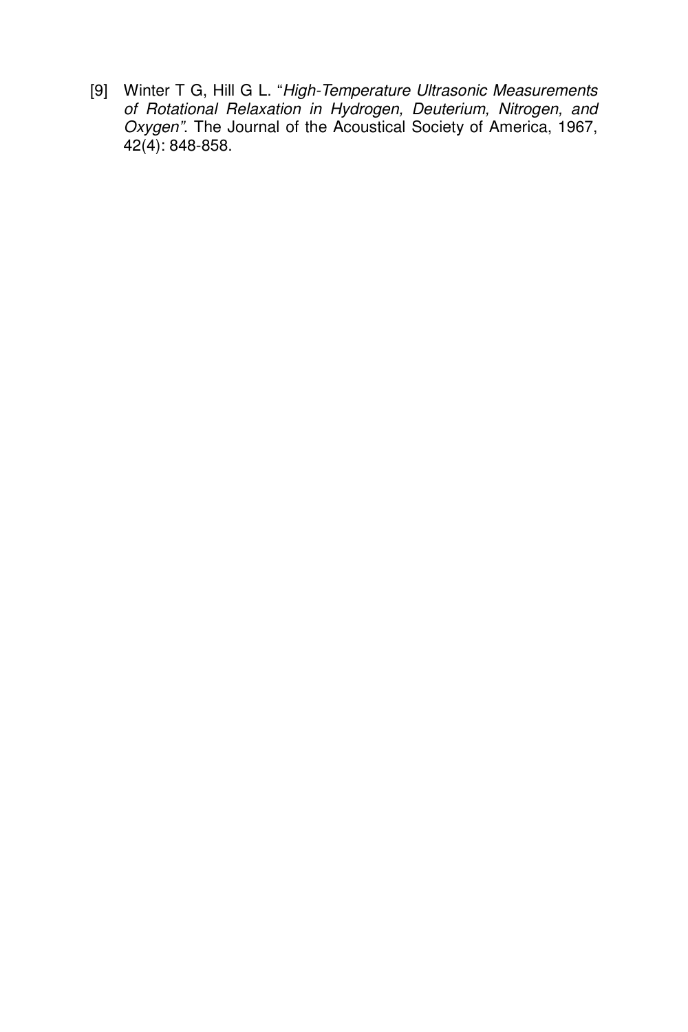[9] Winter T G, Hill G L. "*High-Temperature Ultrasonic Measurements of Rotational Relaxation in Hydrogen, Deuterium, Nitrogen, and Oxygen*". The Journal of the Acoustical Society of America, 1967, 42(4): 848-858.